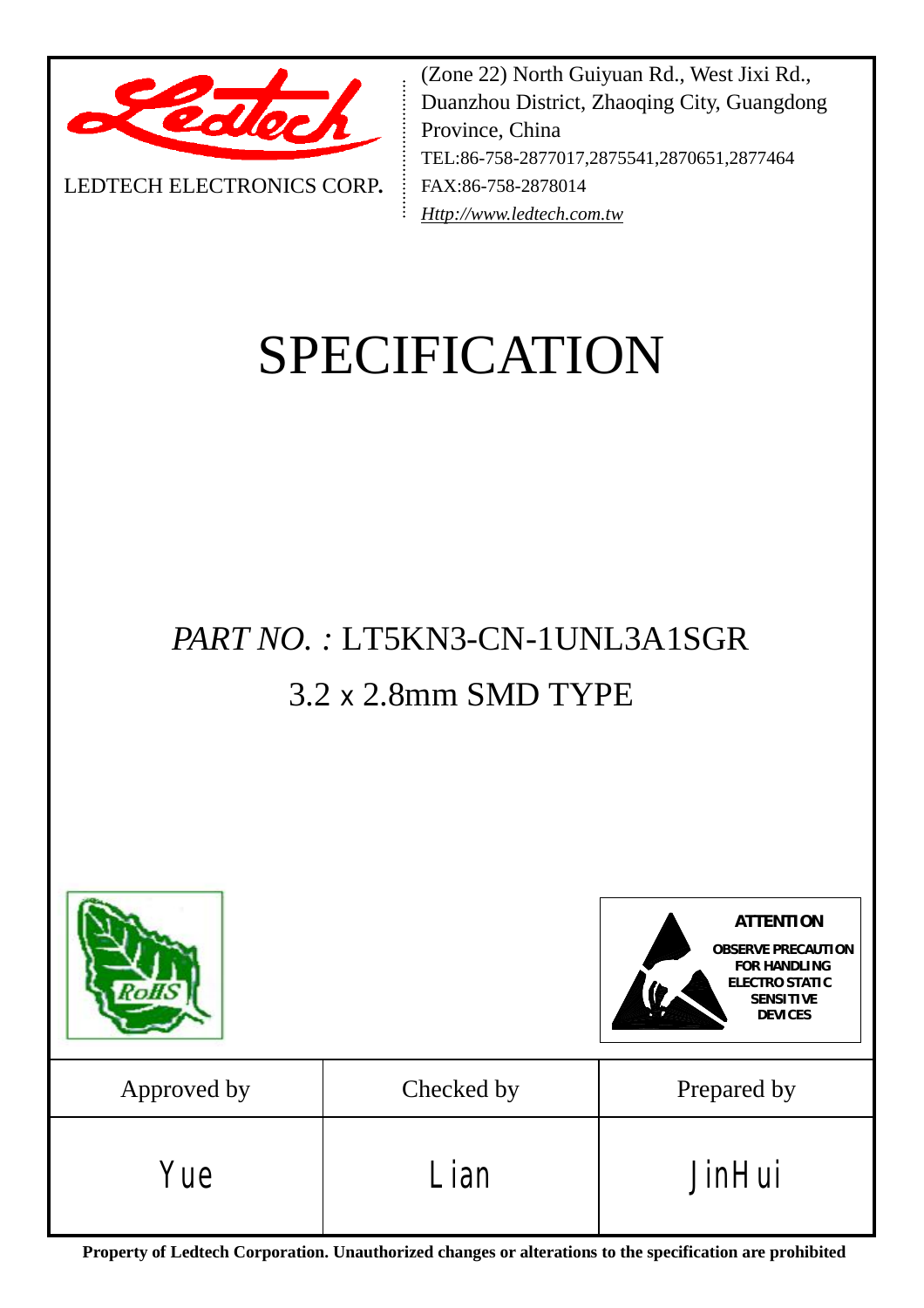LEDTECH ELECTRONICS CORP.

(Zone 22) North Guiyuan Rd., West Jixi Rd., Duanzhou District, Zhaoqing City, Guangdong Province, China
TEL:86-758-2877017,2875541,2870651,2877464
FAX:86-758-2878014
*Http://www.ledtech.com.tw*

# SPECIFICATION

## *PART NO. :* LT5KN3-CN-1UNL3A1SGR

## 3.2 x 2.8mm SMD TYPE

RoHS

**ATTENTION**
**OBSERVE PRECAUTION FOR HANDLING ELECTRO STATIC SENSITIVE DEVICES**

| Approved by | Checked by | Prepared by |
| --- | --- | --- |
| Yue | Lian | JinHui |

**Property of Ledtech Corporation. Unauthorized changes or alterations to the specification are prohibited**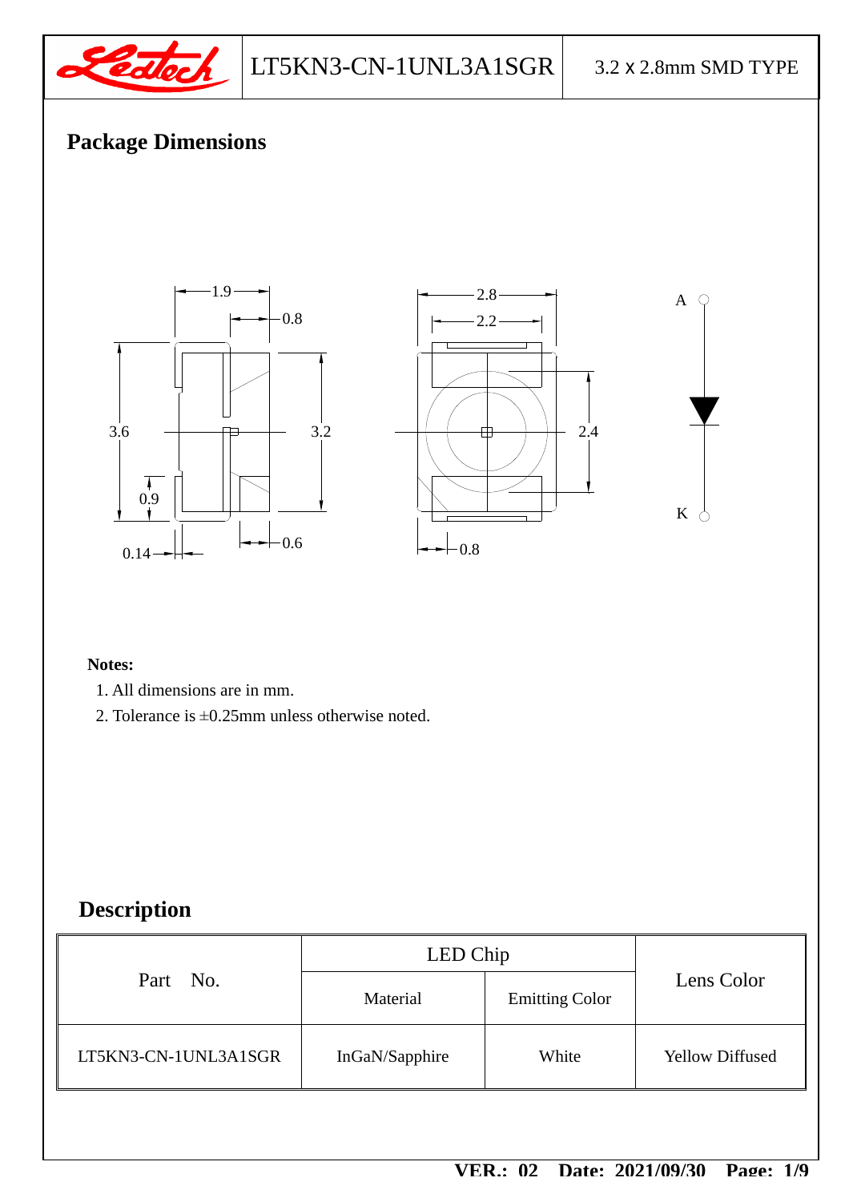## Package Dimensions

**Notes:**

1. All dimensions are in mm.
2. Tolerance is ±0.25mm unless otherwise noted.

## Description

| Part No. | LED Chip | | Lens Color |
|---|---|---|---|
| | Material | Emitting Color | |
| LT5KN3-CN-1UNL3A1SGR | InGaN/Sapphire | White | Yellow Diffused |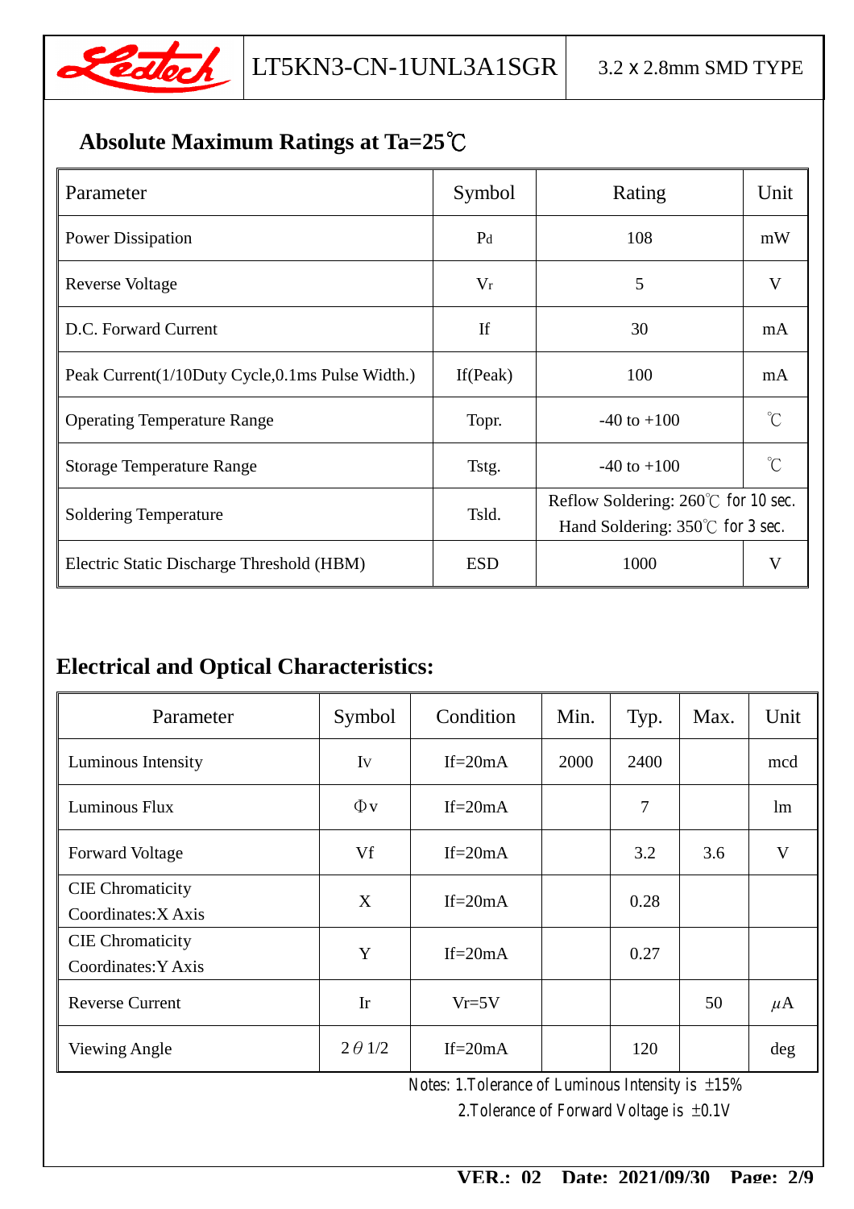## Absolute Maximum Ratings at Ta=25℃

| Parameter | Symbol | Rating | Unit |
|---|---|---|---|
| Power Dissipation | $P_d$ | 108 | mW |
| Reverse Voltage | $V_r$ | 5 | V |
| D.C. Forward Current | If | 30 | mA |
| Peak Current(1/10Duty Cycle,0.1ms Pulse Width.) | If(Peak) | 100 | mA |
| Operating Temperature Range | Topr. | -40 to +100 | ℃ |
| Storage Temperature Range | Tstg. | -40 to +100 | ℃ |
| Soldering Temperature | Tsld. | Reflow Soldering: 260℃ for 10 sec.<br>Hand Soldering: 350℃ for 3 sec. | |
| Electric Static Discharge Threshold (HBM) | ESD | 1000 | V |

## Electrical and Optical Characteristics:

| Parameter | Symbol | Condition | Min. | Typ. | Max. | Unit |
|---|---|---|---|---|---|---|
| Luminous Intensity | Iv | If=20mA | 2000 | 2400 | | mcd |
| Luminous Flux | Φv | If=20mA | | 7 | | lm |
| Forward Voltage | Vf | If=20mA | | 3.2 | 3.6 | V |
| CIE Chromaticity Coordinates:X Axis | X | If=20mA | | 0.28 | | |
| CIE Chromaticity Coordinates:Y Axis | Y | If=20mA | | 0.27 | | |
| Reverse Current | Ir | Vr=5V | | | 50 | μA |
| Viewing Angle | $2\theta 1/2$ | If=20mA | | 120 | | deg |

Notes: 1.Tolerance of Luminous Intensity is ±15%
2.Tolerance of Forward Voltage is ±0.1V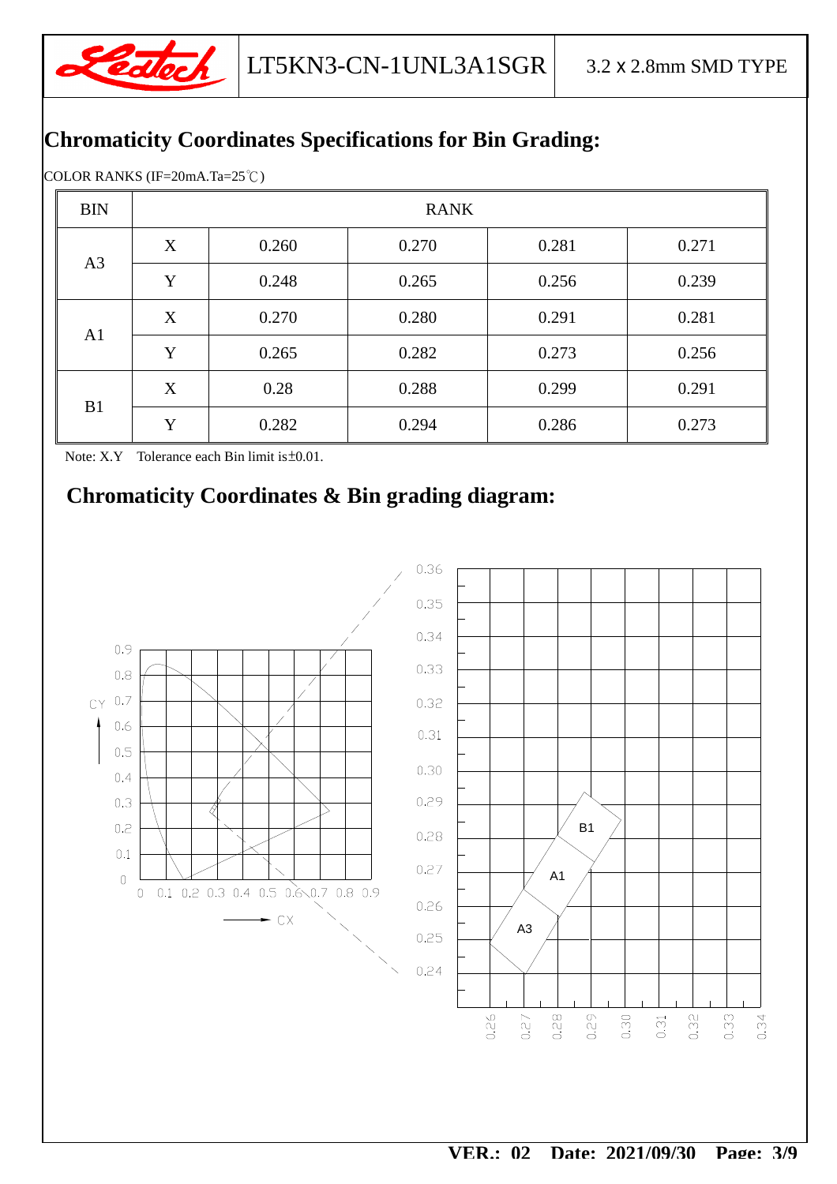## Chromaticity Coordinates Specifications for Bin Grading:

COLOR RANKS (IF=20mA.Ta=25℃)

| BIN | RANK | | | | |
|---|---|---|---|---|---|
| A3 | X | 0.260 | 0.270 | 0.281 | 0.271 |
| | Y | 0.248 | 0.265 | 0.256 | 0.239 |
| A1 | X | 0.270 | 0.280 | 0.291 | 0.281 |
| | Y | 0.265 | 0.282 | 0.273 | 0.256 |
| B1 | X | 0.28 | 0.288 | 0.299 | 0.291 |
| | Y | 0.282 | 0.294 | 0.286 | 0.273 |

Note: X.Y Tolerance each Bin limit is±0.01.

## Chromaticity Coordinates & Bin grading diagram: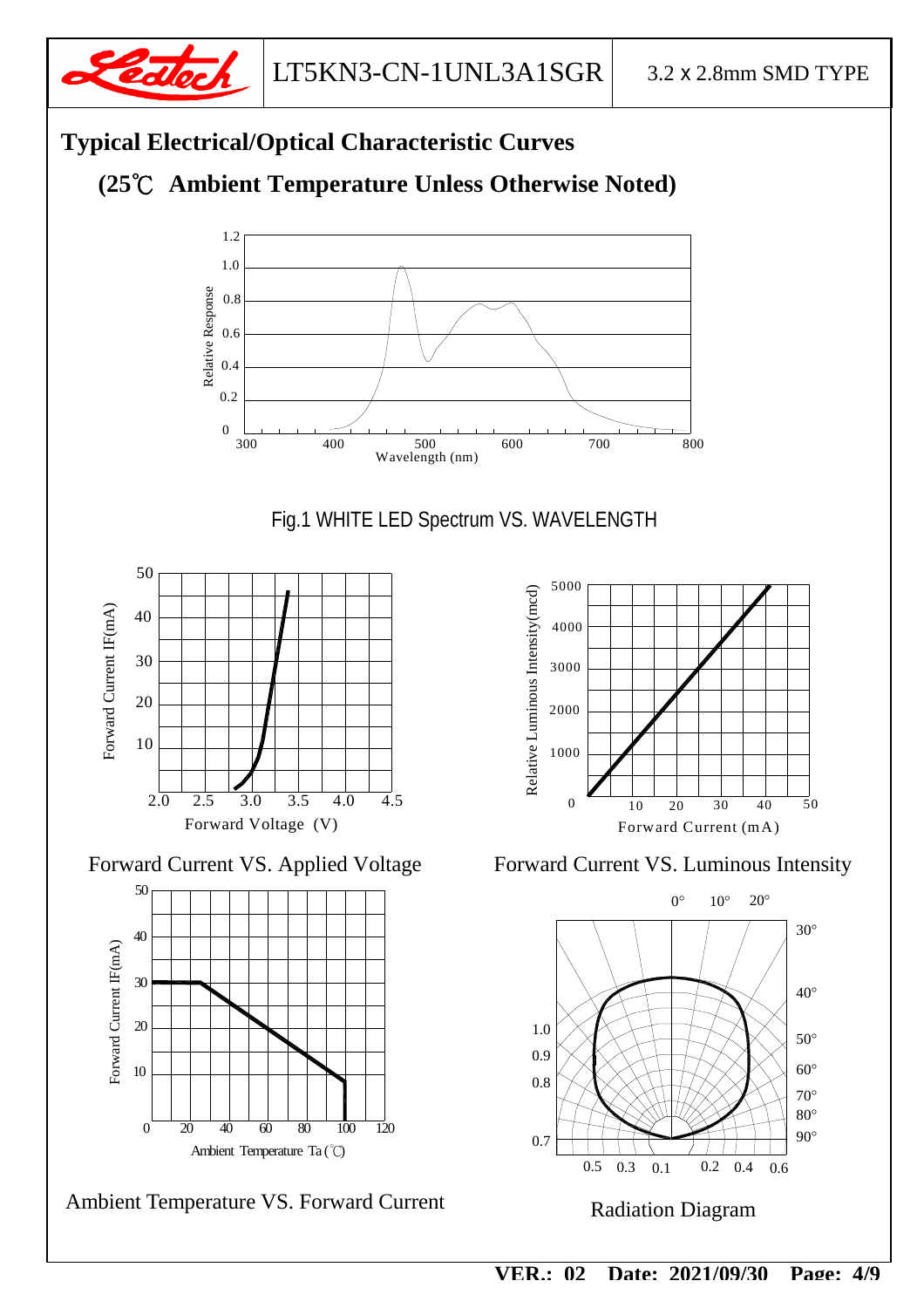## Typical Electrical/Optical Characteristic Curves

### (25℃ Ambient Temperature Unless Otherwise Noted)

Fig.1 WHITE LED Spectrum VS. WAVELENGTH

Forward Current VS. Applied Voltage

Forward Current VS. Luminous Intensity

Ambient Temperature VS. Forward Current

Radiation Diagram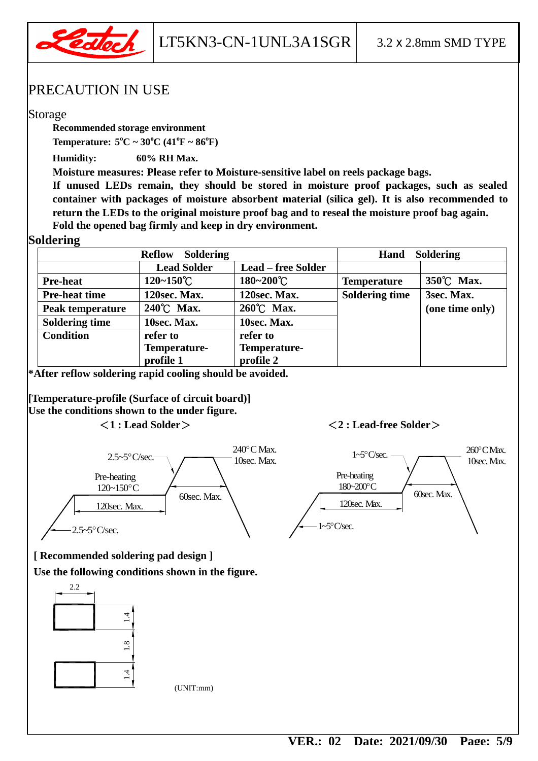# PRECAUTION IN USE

## Storage

**Recommended storage environment**

**Temperature: 5°C ~ 30°C (41°F ~ 86°F)**

**Humidity: 60% RH Max.**

**Moisture measures: Please refer to Moisture-sensitive label on reels package bags.**

**If unused LEDs remain, they should be stored in moisture proof packages, such as sealed container with packages of moisture absorbent material (silica gel). It is also recommended to return the LEDs to the original moisture proof bag and to reseal the moisture proof bag again. Fold the opened bag firmly and keep in dry environment.**

## Soldering

| Reflow Soldering | | | Hand Soldering | |
|---|---|---|---|---|
| | Lead Solder | Lead – free Solder | | |
| Pre-heat | 120~150℃ | 180~200℃ | Temperature | 350℃ Max. |
| Pre-heat time | 120sec. Max. | 120sec. Max. | Soldering time | 3sec. Max. (one time only) |
| Peak temperature | 240℃ Max. | 260℃ Max. | | |
| Soldering time | 10sec. Max. | 10sec. Max. | | |
| Condition | refer to Temperature-profile 1 | refer to Temperature-profile 2 | | |

**\*After reflow soldering rapid cooling should be avoided.**

**[Temperature-profile (Surface of circuit board)]**
**Use the conditions shown to the under figure.**

**<1 : Lead Solder>**

2.5~5°C/sec. — 240°C Max. 10sec. Max. — Pre-heating 120~150°C — 120sec. Max. — 60sec. Max. — 2.5~5°C/sec.

**<2 : Lead-free Solder>**

1~5°C/sec. — 260°C Max. 10sec. Max. — Pre-heating 180~200°C — 120sec. Max. — 60sec. Max. — 1~5°C/sec.

**[ Recommended soldering pad design ]**

**Use the following conditions shown in the figure.**

2.2 — 1.4 — 1.8 — 1.4

(UNIT:mm)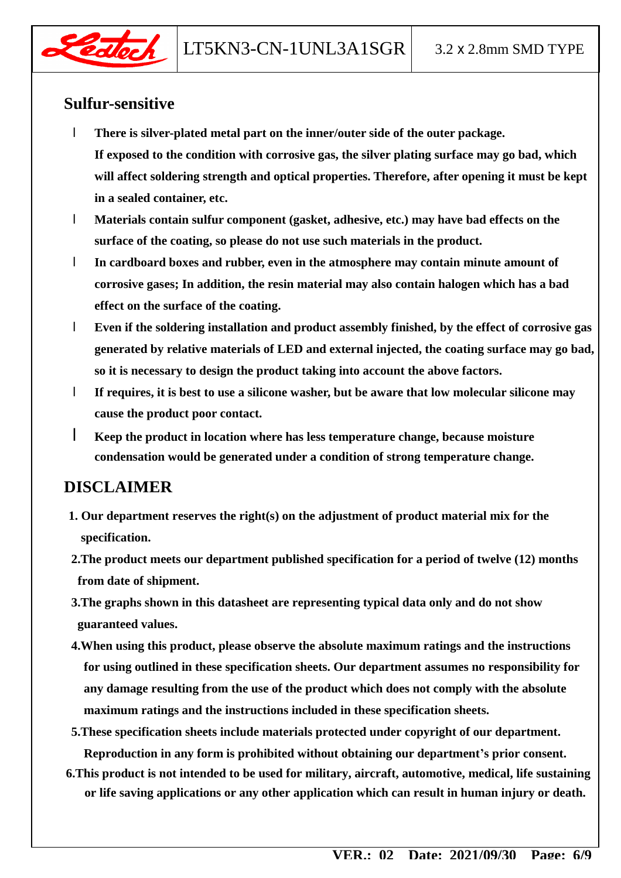## Sulfur-sensitive

- **There is silver-plated metal part on the inner/outer side of the outer package. If exposed to the condition with corrosive gas, the silver plating surface may go bad, which will affect soldering strength and optical properties. Therefore, after opening it must be kept in a sealed container, etc.**
- **Materials contain sulfur component (gasket, adhesive, etc.) may have bad effects on the surface of the coating, so please do not use such materials in the product.**
- **In cardboard boxes and rubber, even in the atmosphere may contain minute amount of corrosive gases; In addition, the resin material may also contain halogen which has a bad effect on the surface of the coating.**
- **Even if the soldering installation and product assembly finished, by the effect of corrosive gas generated by relative materials of LED and external injected, the coating surface may go bad, so it is necessary to design the product taking into account the above factors.**
- **If requires, it is best to use a silicone washer, but be aware that low molecular silicone may cause the product poor contact.**
- **Keep the product in location where has less temperature change, because moisture condensation would be generated under a condition of strong temperature change.**

## DISCLAIMER

1. **Our department reserves the right(s) on the adjustment of product material mix for the specification.**
2. **The product meets our department published specification for a period of twelve (12) months from date of shipment.**
3. **The graphs shown in this datasheet are representing typical data only and do not show guaranteed values.**
4. **When using this product, please observe the absolute maximum ratings and the instructions for using outlined in these specification sheets. Our department assumes no responsibility for any damage resulting from the use of the product which does not comply with the absolute maximum ratings and the instructions included in these specification sheets.**
5. **These specification sheets include materials protected under copyright of our department. Reproduction in any form is prohibited without obtaining our department's prior consent.**
6. **This product is not intended to be used for military, aircraft, automotive, medical, life sustaining or life saving applications or any other application which can result in human injury or death.**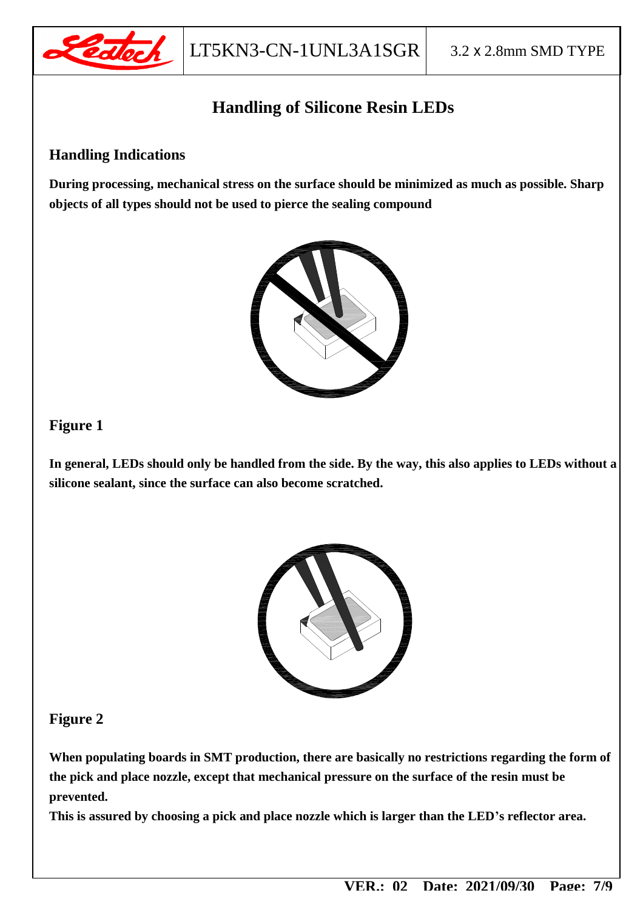# Handling of Silicone Resin LEDs

## Handling Indications

**During processing, mechanical stress on the surface should be minimized as much as possible. Sharp objects of all types should not be used to pierce the sealing compound**

### Figure 1

**In general, LEDs should only be handled from the side. By the way, this also applies to LEDs without a silicone sealant, since the surface can also become scratched.**

### Figure 2

**When populating boards in SMT production, there are basically no restrictions regarding the form of the pick and place nozzle, except that mechanical pressure on the surface of the resin must be prevented.**

**This is assured by choosing a pick and place nozzle which is larger than the LED's reflector area.**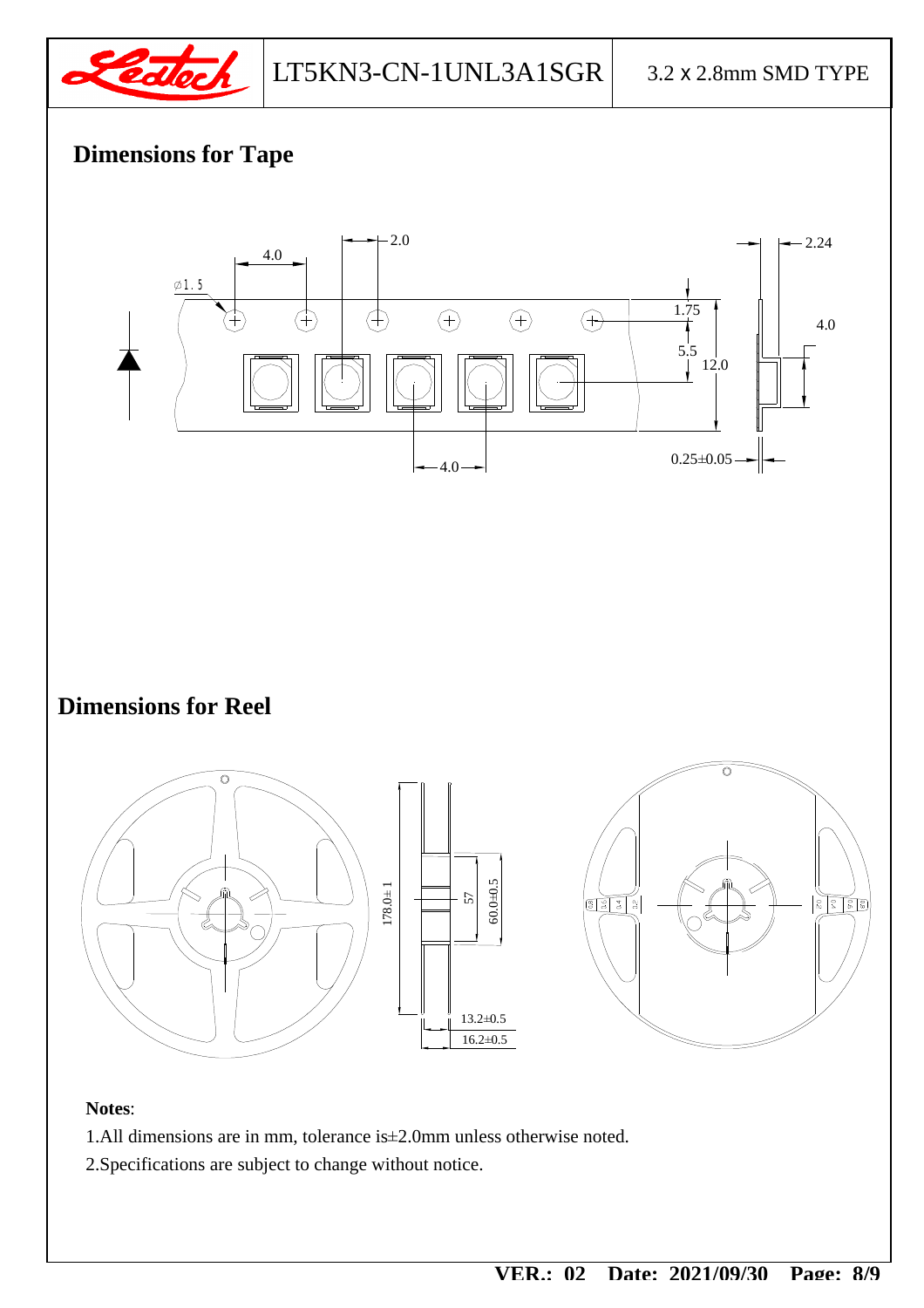## Dimensions for Tape

## Dimensions for Reel

**Notes**:

1.All dimensions are in mm, tolerance is±2.0mm unless otherwise noted.

2.Specifications are subject to change without notice.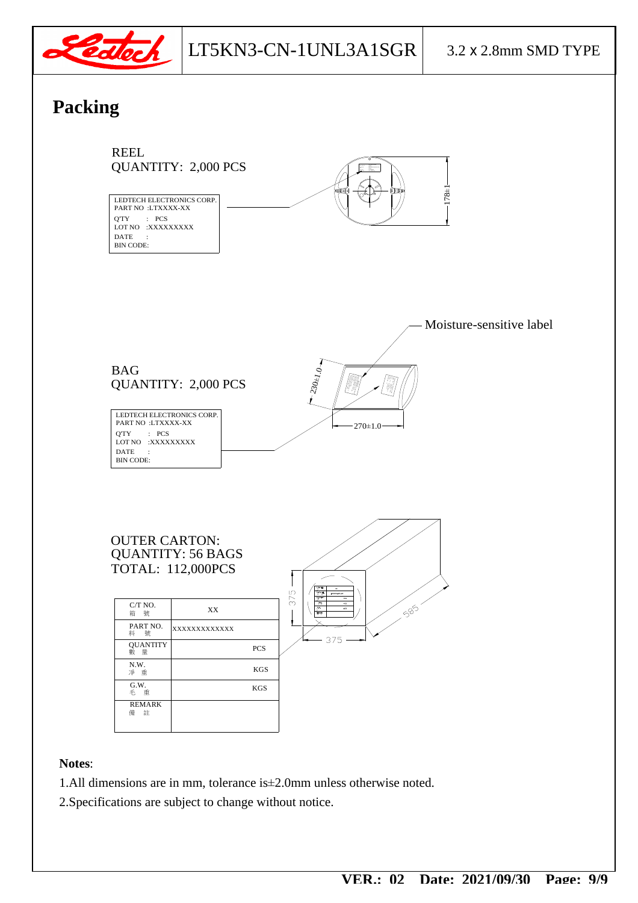## Packing

REEL
QUANTITY: 2,000 PCS

LEDTECH ELECTRONICS CORP.
PART NO :LTXXXX-XX
Q'TY : PCS
LOT NO :XXXXXXXXX
DATE :
BIN CODE:

178±1

Moisture-sensitive label

BAG
QUANTITY: 2,000 PCS

LEDTECH ELECTRONICS CORP.
PART NO :LTXXXX-XX
Q'TY : PCS
LOT NO :XXXXXXXXX
DATE :
BIN CODE:

230±1.0

270±1.0

OUTER CARTON:
QUANTITY: 56 BAGS
TOTAL: 112,000PCS

| | | |
|---|---|---|
| C/T NO. 箱 號 | XX | |
| PART NO. 料 號 | XXXXXXXXXXXX | |
| QUANTITY 數 量 | | PCS |
| N.W. 淨 重 | | KGS |
| G.W. 毛 重 | | KGS |
| REMARK 備 註 | | |

375

375

585

**Notes**:

1.All dimensions are in mm, tolerance is±2.0mm unless otherwise noted.

2.Specifications are subject to change without notice.

**VER.: 02 Date: 2021/09/30**